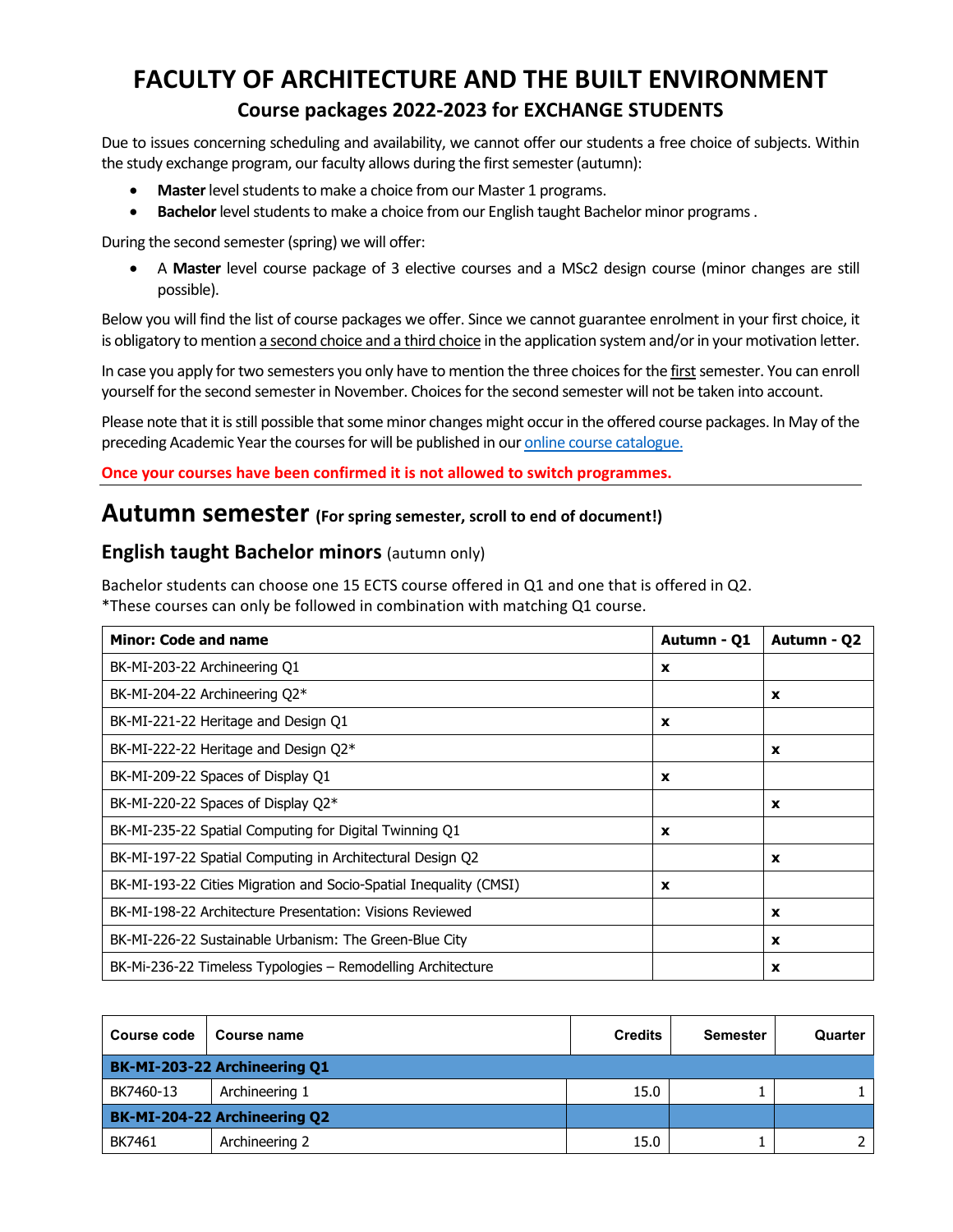# FACULTY OF ARCHITECTURE AND THE BUILT ENVIRONMENT

## Course packages 2022-2023 for EXCHANGE STUDENTS

Due to issues concerning scheduling and availability, we cannot offer our students a free choice of subjects. Within the study exchange program, our faculty allows during the first semester (autumn):

- **Master** level students to make a choice from our Master 1 programs.
- **Bachelor** level students to make a choice from our English taught Bachelor minor programs .

During the second semester (spring) we will offer:

- A **Master** level course package of 3 elective courses and a MSc2 design course (minor changes are still possible).

Below you will find the list of course packages we offer. Since we cannot guarantee enrolment in your first choice, it is obligatory to mention a second choice and a third choice in the application system and/or in your motivation letter.

In case you apply for two semesters you only have to mention the three choices for the first semester. You can enroll yourself for the second semester in November. Choices for the second semester will not be taken into account.

Please note that it is still possible that some minor changes might occur in the offered course packages. In May of the preceding Academic Year the courses for will be published in our online course catalogue.

**Once your courses have been confirmed it is not allowed to switch programmes.**

# Autumn semester (For spring semester, scroll to end of document!)

## English taught Bachelor minors (autumn only)

Bachelor students can choose one 15 ECTS course offered in Q1 and one that is offered in Q2.
*These courses can only be followed in combination with matching Q1 course.

| Minor: Code and name | Autumn - Q1 | Autumn - Q2 |
|---|---|---|
| BK-MI-203-22 Archineering Q1 | x | |
| BK-MI-204-22 Archineering Q2* | | x |
| BK-MI-221-22 Heritage and Design Q1 | x | |
| BK-MI-222-22 Heritage and Design Q2* | | x |
| BK-MI-209-22 Spaces of Display Q1 | x | |
| BK-MI-220-22 Spaces of Display Q2* | | x |
| BK-MI-235-22 Spatial Computing for Digital Twinning Q1 | x | |
| BK-MI-197-22 Spatial Computing in Architectural Design Q2 | | x |
| BK-MI-193-22 Cities Migration and Socio-Spatial Inequality (CMSI) | x | |
| BK-MI-198-22 Architecture Presentation: Visions Reviewed | | x |
| BK-MI-226-22 Sustainable Urbanism: The Green-Blue City | | x |
| BK-Mi-236-22 Timeless Typologies – Remodelling Architecture | | x |

| Course code | Course name | Credits | Semester | Quarter |
|---|---|---|---|---|
| **BK-MI-203-22 Archineering Q1** | | | | |
| BK7460-13 | Archineering 1 | 15.0 | 1 | 1 |
| **BK-MI-204-22 Archineering Q2** | | | | |
| BK7461 | Archineering 2 | 15.0 | 1 | 2 |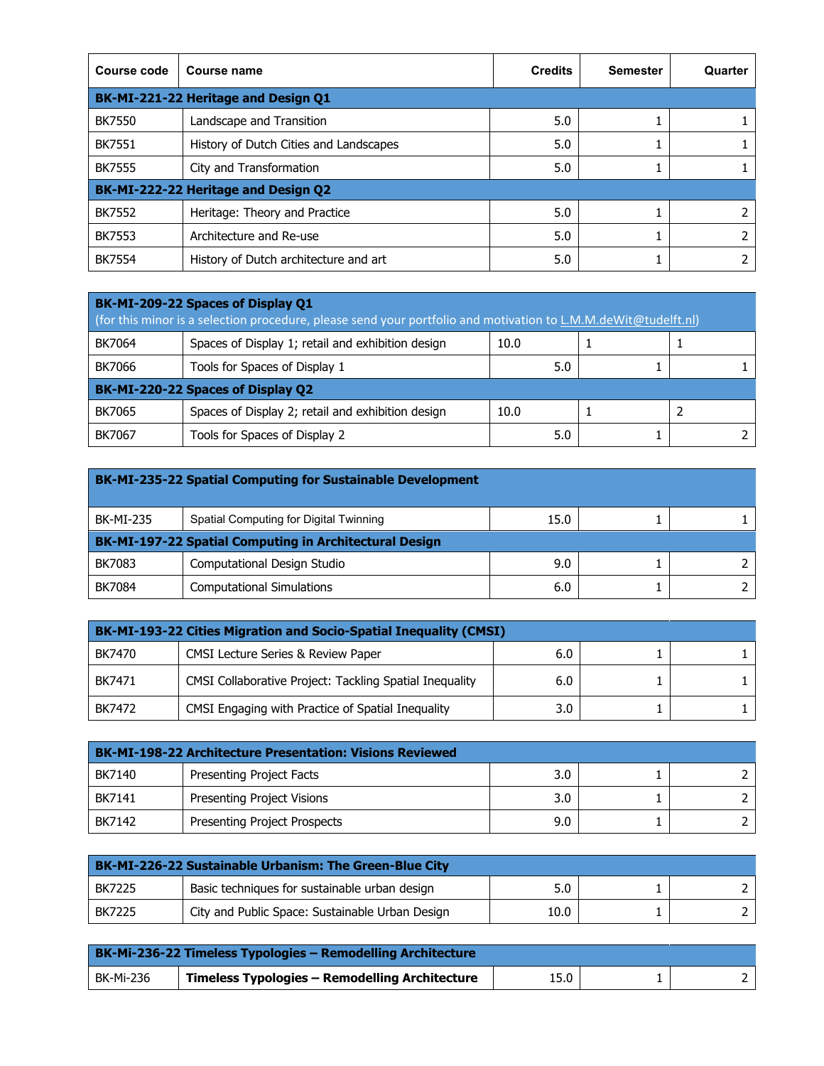| Course code | Course name | Credits | Semester | Quarter |
|---|---|---|---|---|
| **BK-MI-221-22 Heritage and Design Q1** | | | | |
| BK7550 | Landscape and Transition | 5.0 | 1 | 1 |
| BK7551 | History of Dutch Cities and Landscapes | 5.0 | 1 | 1 |
| BK7555 | City and Transformation | 5.0 | 1 | 1 |
| **BK-MI-222-22 Heritage and Design Q2** | | | | |
| BK7552 | Heritage: Theory and Practice | 5.0 | 1 | 2 |
| BK7553 | Architecture and Re-use | 5.0 | 1 | 2 |
| BK7554 | History of Dutch architecture and art | 5.0 | 1 | 2 |

| **BK-MI-209-22 Spaces of Display Q1** (for this minor is a selection procedure, please send your portfolio and motivation to L.M.M.deWit@tudelft.nl) | | | | |
|---|---|---|---|---|
| BK7064 | Spaces of Display 1; retail and exhibition design | 10.0 | 1 | 1 |
| BK7066 | Tools for Spaces of Display 1 | 5.0 | 1 | 1 |
| **BK-MI-220-22 Spaces of Display Q2** | | | | |
| BK7065 | Spaces of Display 2; retail and exhibition design | 10.0 | 1 | 2 |
| BK7067 | Tools for Spaces of Display 2 | 5.0 | 1 | 2 |

| **BK-MI-235-22 Spatial Computing for Sustainable Development** | | | | |
|---|---|---|---|---|
| BK-MI-235 | Spatial Computing for Digital Twinning | 15.0 | 1 | 1 |
| **BK-MI-197-22 Spatial Computing in Architectural Design** | | | | |
| BK7083 | Computational Design Studio | 9.0 | 1 | 2 |
| BK7084 | Computational Simulations | 6.0 | 1 | 2 |

| **BK-MI-193-22 Cities Migration and Socio-Spatial Inequality (CMSI)** | | | | |
|---|---|---|---|---|
| BK7470 | CMSI Lecture Series & Review Paper | 6.0 | 1 | 1 |
| BK7471 | CMSI Collaborative Project: Tackling Spatial Inequality | 6.0 | 1 | 1 |
| BK7472 | CMSI Engaging with Practice of Spatial Inequality | 3.0 | 1 | 1 |

| **BK-MI-198-22 Architecture Presentation: Visions Reviewed** | | | | |
|---|---|---|---|---|
| BK7140 | Presenting Project Facts | 3.0 | 1 | 2 |
| BK7141 | Presenting Project Visions | 3.0 | 1 | 2 |
| BK7142 | Presenting Project Prospects | 9.0 | 1 | 2 |

| **BK-MI-226-22 Sustainable Urbanism: The Green-Blue City** | | | | |
|---|---|---|---|---|
| BK7225 | Basic techniques for sustainable urban design | 5.0 | 1 | 2 |
| BK7225 | City and Public Space: Sustainable Urban Design | 10.0 | 1 | 2 |

| **BK-Mi-236-22 Timeless Typologies – Remodelling Architecture** | | | | |
|---|---|---|---|---|
| BK-Mi-236 | **Timeless Typologies – Remodelling Architecture** | 15.0 | 1 | 2 |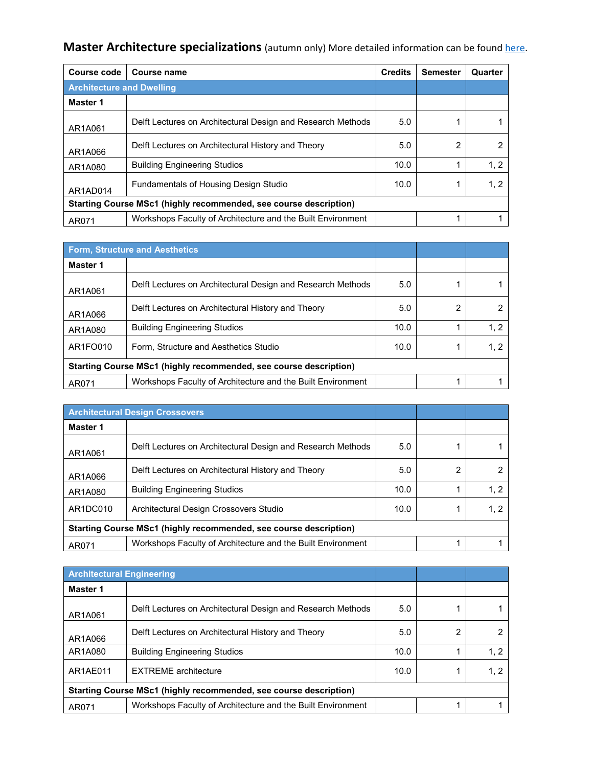## Master Architecture specializations (autumn only) More detailed information can be found here.

| Course code | Course name | Credits | Semester | Quarter |
|---|---|---|---|---|
| **Architecture and Dwelling** | | | | |
| **Master 1** | | | | |
| AR1A061 | Delft Lectures on Architectural Design and Research Methods | 5.0 | 1 | 1 |
| AR1A066 | Delft Lectures on Architectural History and Theory | 5.0 | 2 | 2 |
| AR1A080 | Building Engineering Studios | 10.0 | 1 | 1, 2 |
| AR1AD014 | Fundamentals of Housing Design Studio | 10.0 | 1 | 1, 2 |
| **Starting Course MSc1 (highly recommended, see course description)** | | | | |
| AR071 | Workshops Faculty of Architecture and the Built Environment | | 1 | 1 |

| Course code | Course name | Credits | Semester | Quarter |
|---|---|---|---|---|
| **Form, Structure and Aesthetics** | | | | |
| **Master 1** | | | | |
| AR1A061 | Delft Lectures on Architectural Design and Research Methods | 5.0 | 1 | 1 |
| AR1A066 | Delft Lectures on Architectural History and Theory | 5.0 | 2 | 2 |
| AR1A080 | Building Engineering Studios | 10.0 | 1 | 1, 2 |
| AR1FO010 | Form, Structure and Aesthetics Studio | 10.0 | 1 | 1, 2 |
| **Starting Course MSc1 (highly recommended, see course description)** | | | | |
| AR071 | Workshops Faculty of Architecture and the Built Environment | | 1 | 1 |

| Course code | Course name | Credits | Semester | Quarter |
|---|---|---|---|---|
| **Architectural Design Crossovers** | | | | |
| **Master 1** | | | | |
| AR1A061 | Delft Lectures on Architectural Design and Research Methods | 5.0 | 1 | 1 |
| AR1A066 | Delft Lectures on Architectural History and Theory | 5.0 | 2 | 2 |
| AR1A080 | Building Engineering Studios | 10.0 | 1 | 1, 2 |
| AR1DC010 | Architectural Design Crossovers Studio | 10.0 | 1 | 1, 2 |
| **Starting Course MSc1 (highly recommended, see course description)** | | | | |
| AR071 | Workshops Faculty of Architecture and the Built Environment | | 1 | 1 |

| Course code | Course name | Credits | Semester | Quarter |
|---|---|---|---|---|
| **Architectural Engineering** | | | | |
| **Master 1** | | | | |
| AR1A061 | Delft Lectures on Architectural Design and Research Methods | 5.0 | 1 | 1 |
| AR1A066 | Delft Lectures on Architectural History and Theory | 5.0 | 2 | 2 |
| AR1A080 | Building Engineering Studios | 10.0 | 1 | 1, 2 |
| AR1AE011 | EXTREME architecture | 10.0 | 1 | 1, 2 |
| **Starting Course MSc1 (highly recommended, see course description)** | | | | |
| AR071 | Workshops Faculty of Architecture and the Built Environment | | 1 | 1 |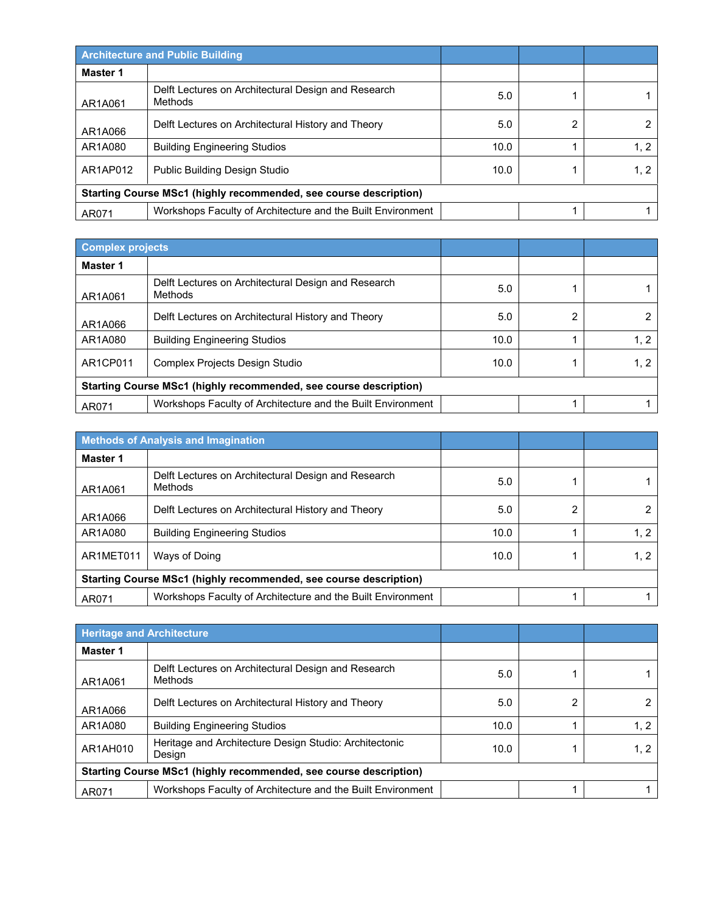| Architecture and Public Building | | | | |
|---|---|---|---|---|
| **Master 1** | | | | |
| AR1A061 | Delft Lectures on Architectural Design and Research Methods | 5.0 | 1 | 1 |
| AR1A066 | Delft Lectures on Architectural History and Theory | 5.0 | 2 | 2 |
| AR1A080 | Building Engineering Studios | 10.0 | 1 | 1, 2 |
| AR1AP012 | Public Building Design Studio | 10.0 | 1 | 1, 2 |
| **Starting Course MSc1 (highly recommended, see course description)** | | | | |
| AR071 | Workshops Faculty of Architecture and the Built Environment | | 1 | 1 |

| Complex projects | | | | |
|---|---|---|---|---|
| **Master 1** | | | | |
| AR1A061 | Delft Lectures on Architectural Design and Research Methods | 5.0 | 1 | 1 |
| AR1A066 | Delft Lectures on Architectural History and Theory | 5.0 | 2 | 2 |
| AR1A080 | Building Engineering Studios | 10.0 | 1 | 1, 2 |
| AR1CP011 | Complex Projects Design Studio | 10.0 | 1 | 1, 2 |
| **Starting Course MSc1 (highly recommended, see course description)** | | | | |
| AR071 | Workshops Faculty of Architecture and the Built Environment | | 1 | 1 |

| Methods of Analysis and Imagination | | | | |
|---|---|---|---|---|
| **Master 1** | | | | |
| AR1A061 | Delft Lectures on Architectural Design and Research Methods | 5.0 | 1 | 1 |
| AR1A066 | Delft Lectures on Architectural History and Theory | 5.0 | 2 | 2 |
| AR1A080 | Building Engineering Studios | 10.0 | 1 | 1, 2 |
| AR1MET011 | Ways of Doing | 10.0 | 1 | 1, 2 |
| **Starting Course MSc1 (highly recommended, see course description)** | | | | |
| AR071 | Workshops Faculty of Architecture and the Built Environment | | 1 | 1 |

| Heritage and Architecture | | | | |
|---|---|---|---|---|
| **Master 1** | | | | |
| AR1A061 | Delft Lectures on Architectural Design and Research Methods | 5.0 | 1 | 1 |
| AR1A066 | Delft Lectures on Architectural History and Theory | 5.0 | 2 | 2 |
| AR1A080 | Building Engineering Studios | 10.0 | 1 | 1, 2 |
| AR1AH010 | Heritage and Architecture Design Studio: Architectonic Design | 10.0 | 1 | 1, 2 |
| **Starting Course MSc1 (highly recommended, see course description)** | | | | |
| AR071 | Workshops Faculty of Architecture and the Built Environment | | 1 | 1 |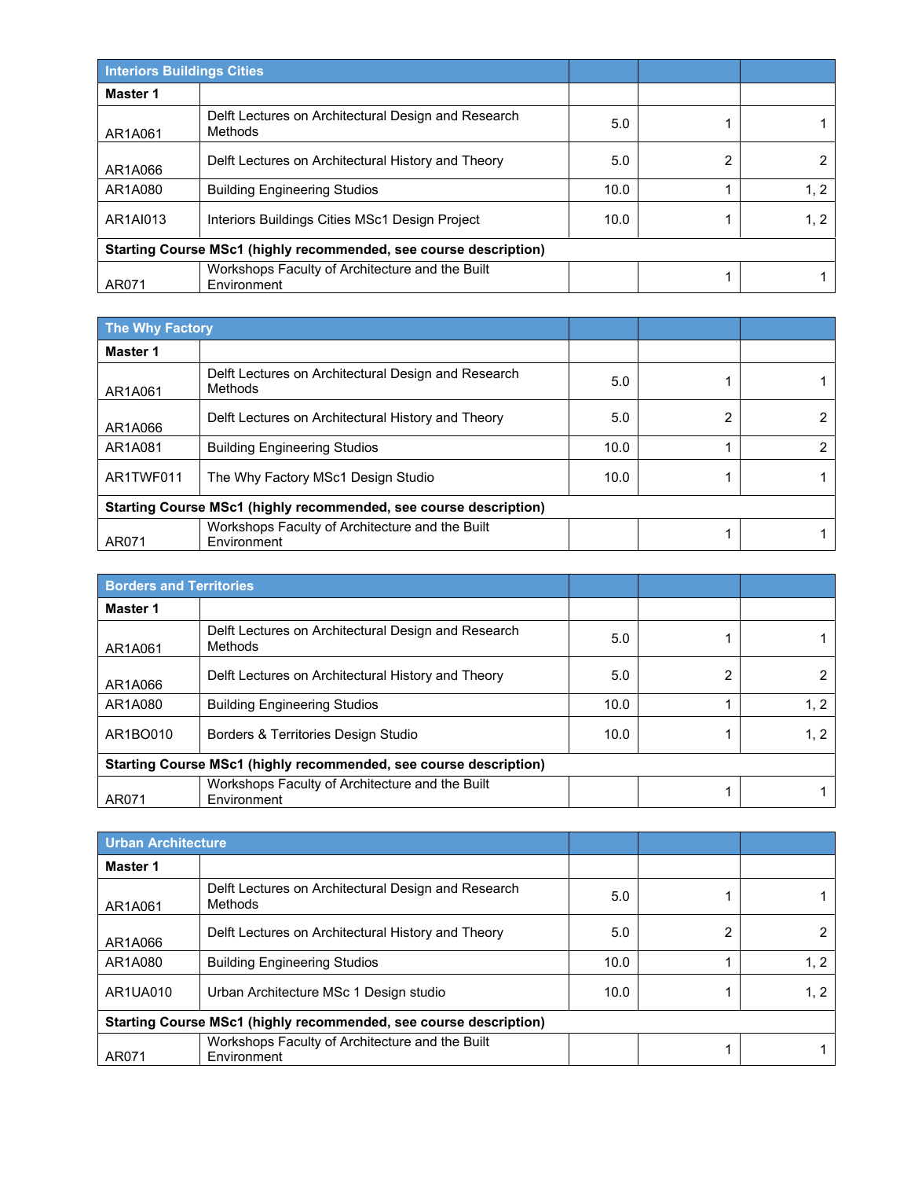| Interiors Buildings Cities | | | | |
|---|---|---|---|---|
| **Master 1** | | | | |
| AR1A061 | Delft Lectures on Architectural Design and Research Methods | 5.0 | 1 | 1 |
| AR1A066 | Delft Lectures on Architectural History and Theory | 5.0 | 2 | 2 |
| AR1A080 | Building Engineering Studios | 10.0 | 1 | 1, 2 |
| AR1AI013 | Interiors Buildings Cities MSc1 Design Project | 10.0 | 1 | 1, 2 |
| **Starting Course MSc1 (highly recommended, see course description)** | | | | |
| AR071 | Workshops Faculty of Architecture and the Built Environment | | 1 | 1 |

| The Why Factory | | | | |
|---|---|---|---|---|
| **Master 1** | | | | |
| AR1A061 | Delft Lectures on Architectural Design and Research Methods | 5.0 | 1 | 1 |
| AR1A066 | Delft Lectures on Architectural History and Theory | 5.0 | 2 | 2 |
| AR1A081 | Building Engineering Studios | 10.0 | 1 | 2 |
| AR1TWF011 | The Why Factory MSc1 Design Studio | 10.0 | 1 | 1 |
| **Starting Course MSc1 (highly recommended, see course description)** | | | | |
| AR071 | Workshops Faculty of Architecture and the Built Environment | | 1 | 1 |

| Borders and Territories | | | | |
|---|---|---|---|---|
| **Master 1** | | | | |
| AR1A061 | Delft Lectures on Architectural Design and Research Methods | 5.0 | 1 | 1 |
| AR1A066 | Delft Lectures on Architectural History and Theory | 5.0 | 2 | 2 |
| AR1A080 | Building Engineering Studios | 10.0 | 1 | 1, 2 |
| AR1BO010 | Borders & Territories Design Studio | 10.0 | 1 | 1, 2 |
| **Starting Course MSc1 (highly recommended, see course description)** | | | | |
| AR071 | Workshops Faculty of Architecture and the Built Environment | | 1 | 1 |

| Urban Architecture | | | | |
|---|---|---|---|---|
| **Master 1** | | | | |
| AR1A061 | Delft Lectures on Architectural Design and Research Methods | 5.0 | 1 | 1 |
| AR1A066 | Delft Lectures on Architectural History and Theory | 5.0 | 2 | 2 |
| AR1A080 | Building Engineering Studios | 10.0 | 1 | 1, 2 |
| AR1UA010 | Urban Architecture MSc 1 Design studio | 10.0 | 1 | 1, 2 |
| **Starting Course MSc1 (highly recommended, see course description)** | | | | |
| AR071 | Workshops Faculty of Architecture and the Built Environment | | 1 | 1 |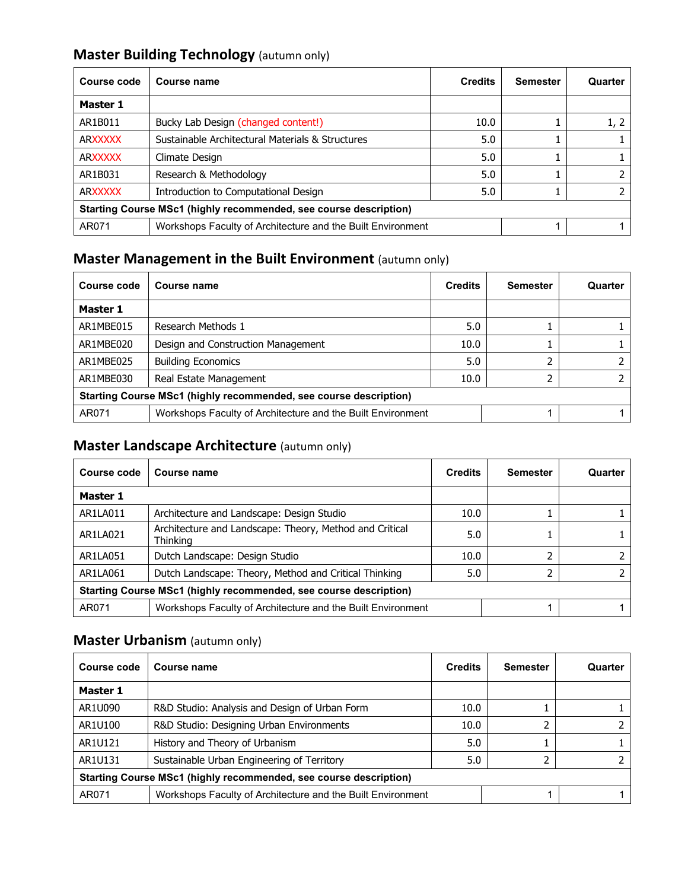## Master Building Technology (autumn only)

| Course code | Course name | Credits | Semester | Quarter |
|---|---|---|---|---|
| **Master 1** | | | | |
| AR1B011 | Bucky Lab Design (changed content!) | 10.0 | 1 | 1, 2 |
| ARXXXXX | Sustainable Architectural Materials & Structures | 5.0 | 1 | 1 |
| ARXXXXX | Climate Design | 5.0 | 1 | 1 |
| AR1B031 | Research & Methodology | 5.0 | 1 | 2 |
| ARXXXXX | Introduction to Computational Design | 5.0 | 1 | 2 |
| **Starting Course MSc1 (highly recommended, see course description)** | | | | |
| AR071 | Workshops Faculty of Architecture and the Built Environment | | 1 | 1 |

## Master Management in the Built Environment (autumn only)

| Course code | Course name | Credits | Semester | Quarter |
|---|---|---|---|---|
| **Master 1** | | | | |
| AR1MBE015 | Research Methods 1 | 5.0 | 1 | 1 |
| AR1MBE020 | Design and Construction Management | 10.0 | 1 | 1 |
| AR1MBE025 | Building Economics | 5.0 | 2 | 2 |
| AR1MBE030 | Real Estate Management | 10.0 | 2 | 2 |
| **Starting Course MSc1 (highly recommended, see course description)** | | | | |
| AR071 | Workshops Faculty of Architecture and the Built Environment | | 1 | 1 |

## Master Landscape Architecture (autumn only)

| Course code | Course name | Credits | Semester | Quarter |
|---|---|---|---|---|
| **Master 1** | | | | |
| AR1LA011 | Architecture and Landscape: Design Studio | 10.0 | 1 | 1 |
| AR1LA021 | Architecture and Landscape: Theory, Method and Critical Thinking | 5.0 | 1 | 1 |
| AR1LA051 | Dutch Landscape: Design Studio | 10.0 | 2 | 2 |
| AR1LA061 | Dutch Landscape: Theory, Method and Critical Thinking | 5.0 | 2 | 2 |
| **Starting Course MSc1 (highly recommended, see course description)** | | | | |
| AR071 | Workshops Faculty of Architecture and the Built Environment | | 1 | 1 |

## Master Urbanism (autumn only)

| Course code | Course name | Credits | Semester | Quarter |
|---|---|---|---|---|
| **Master 1** | | | | |
| AR1U090 | R&D Studio: Analysis and Design of Urban Form | 10.0 | 1 | 1 |
| AR1U100 | R&D Studio: Designing Urban Environments | 10.0 | 2 | 2 |
| AR1U121 | History and Theory of Urbanism | 5.0 | 1 | 1 |
| AR1U131 | Sustainable Urban Engineering of Territory | 5.0 | 2 | 2 |
| **Starting Course MSc1 (highly recommended, see course description)** | | | | |
| AR071 | Workshops Faculty of Architecture and the Built Environment | | 1 | 1 |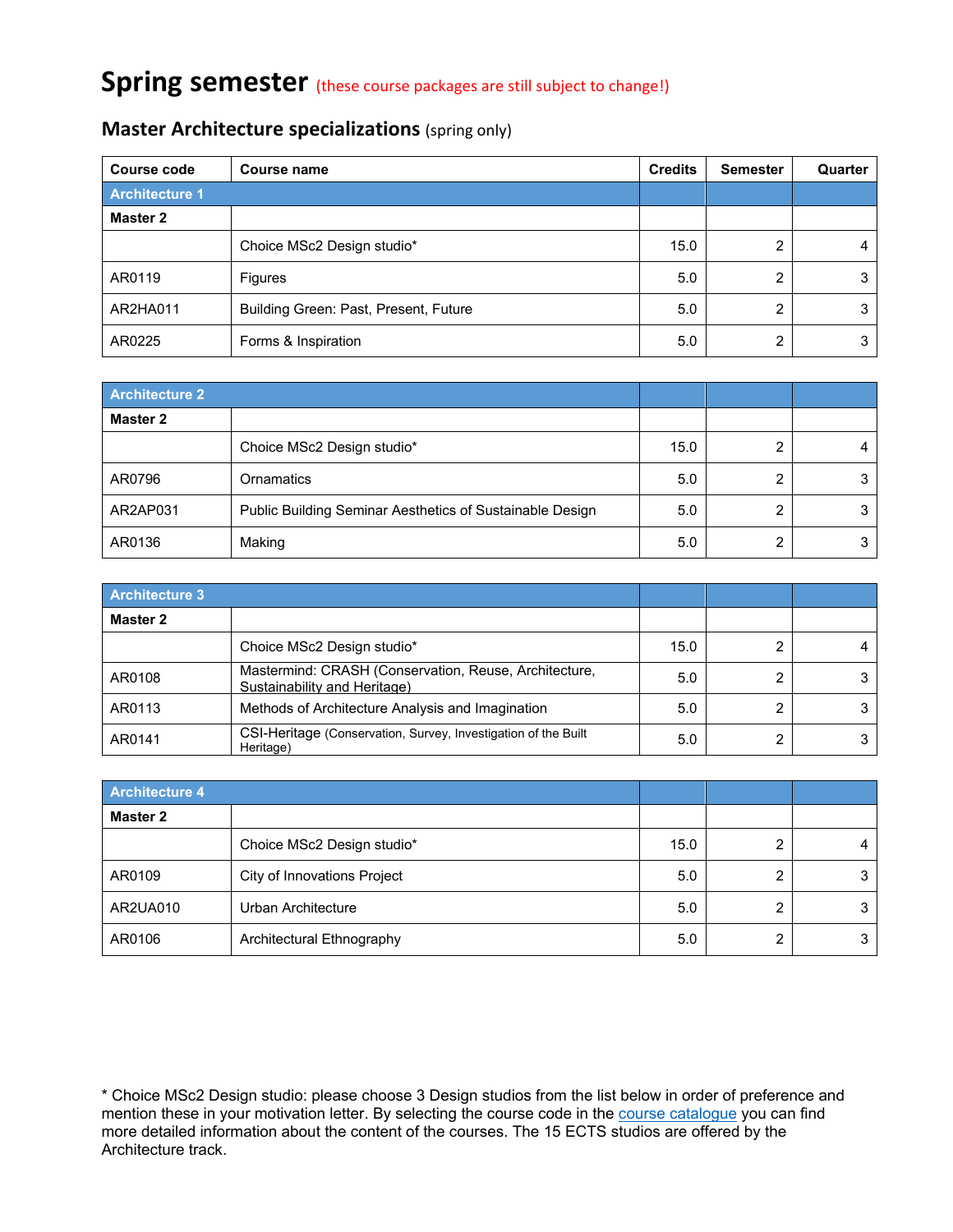# Spring semester (these course packages are still subject to change!)

## Master Architecture specializations (spring only)

| Course code | Course name | Credits | Semester | Quarter |
|---|---|---|---|---|
| **Architecture 1** | | | | |
| **Master 2** | | | | |
| | Choice MSc2 Design studio* | 15.0 | 2 | 4 |
| AR0119 | Figures | 5.0 | 2 | 3 |
| AR2HA011 | Building Green: Past, Present, Future | 5.0 | 2 | 3 |
| AR0225 | Forms & Inspiration | 5.0 | 2 | 3 |

| Course code | Course name | Credits | Semester | Quarter |
|---|---|---|---|---|
| **Architecture 2** | | | | |
| **Master 2** | | | | |
| | Choice MSc2 Design studio* | 15.0 | 2 | 4 |
| AR0796 | Ornamatics | 5.0 | 2 | 3 |
| AR2AP031 | Public Building Seminar Aesthetics of Sustainable Design | 5.0 | 2 | 3 |
| AR0136 | Making | 5.0 | 2 | 3 |

| Course code | Course name | Credits | Semester | Quarter |
|---|---|---|---|---|
| **Architecture 3** | | | | |
| **Master 2** | | | | |
| | Choice MSc2 Design studio* | 15.0 | 2 | 4 |
| AR0108 | Mastermind: CRASH (Conservation, Reuse, Architecture, Sustainability and Heritage) | 5.0 | 2 | 3 |
| AR0113 | Methods of Architecture Analysis and Imagination | 5.0 | 2 | 3 |
| AR0141 | CSI-Heritage (Conservation, Survey, Investigation of the Built Heritage) | 5.0 | 2 | 3 |

| Course code | Course name | Credits | Semester | Quarter |
|---|---|---|---|---|
| **Architecture 4** | | | | |
| **Master 2** | | | | |
| | Choice MSc2 Design studio* | 15.0 | 2 | 4 |
| AR0109 | City of Innovations Project | 5.0 | 2 | 3 |
| AR2UA010 | Urban Architecture | 5.0 | 2 | 3 |
| AR0106 | Architectural Ethnography | 5.0 | 2 | 3 |

* Choice MSc2 Design studio: please choose 3 Design studios from the list below in order of preference and mention these in your motivation letter. By selecting the course code in the course catalogue you can find more detailed information about the content of the courses. The 15 ECTS studios are offered by the Architecture track.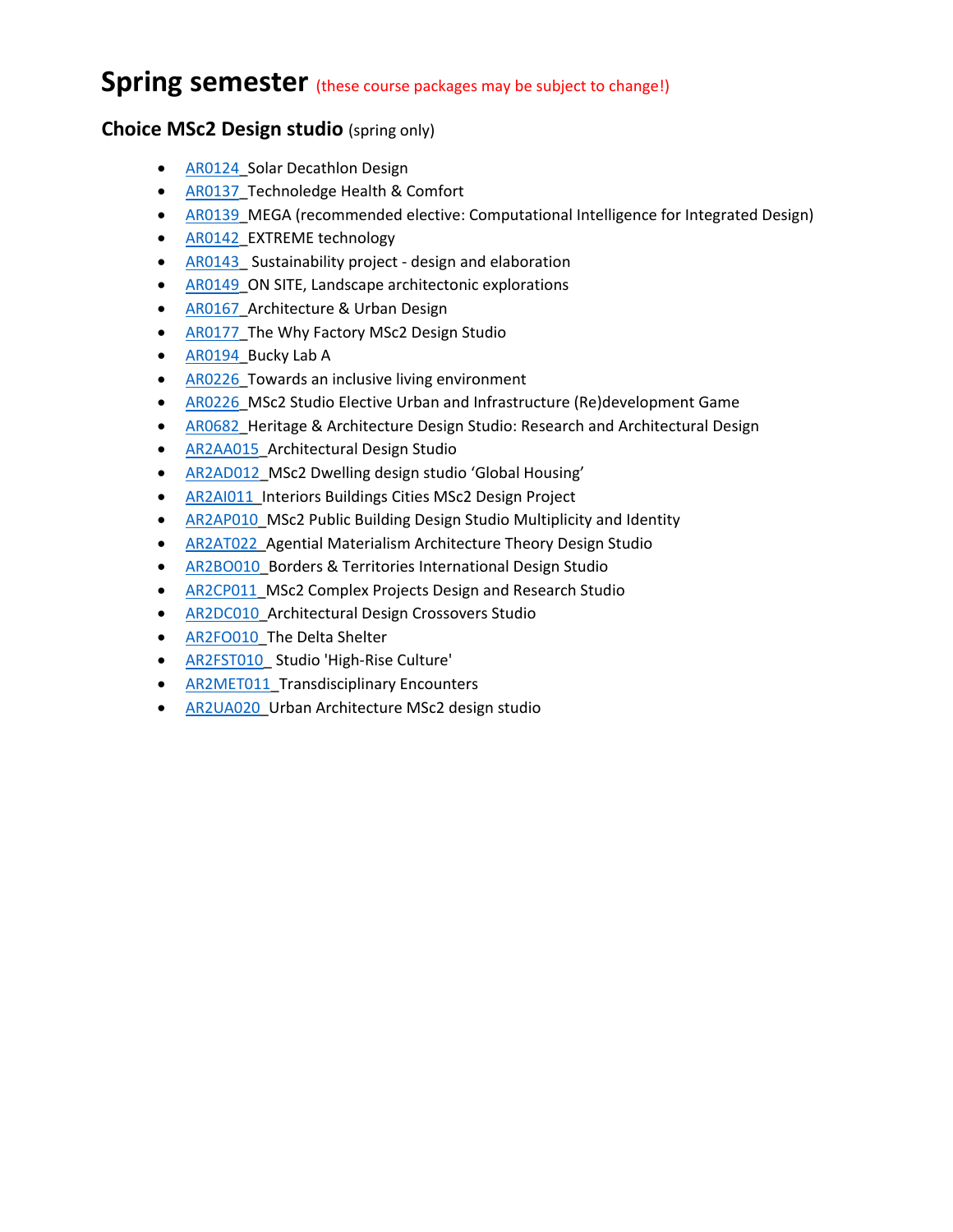# Spring semester (these course packages may be subject to change!)

## Choice MSc2 Design studio (spring only)

- AR0124_Solar Decathlon Design
- AR0137_Technoledge Health & Comfort
- AR0139_MEGA (recommended elective: Computational Intelligence for Integrated Design)
- AR0142_EXTREME technology
- AR0143_ Sustainability project - design and elaboration
- AR0149_ON SITE, Landscape architectonic explorations
- AR0167_Architecture & Urban Design
- AR0177_The Why Factory MSc2 Design Studio
- AR0194_Bucky Lab A
- AR0226_Towards an inclusive living environment
- AR0226_MSc2 Studio Elective Urban and Infrastructure (Re)development Game
- AR0682_Heritage & Architecture Design Studio: Research and Architectural Design
- AR2AA015_Architectural Design Studio
- AR2AD012_MSc2 Dwelling design studio 'Global Housing'
- AR2AI011_Interiors Buildings Cities MSc2 Design Project
- AR2AP010_MSc2 Public Building Design Studio Multiplicity and Identity
- AR2AT022_Agential Materialism Architecture Theory Design Studio
- AR2BO010_Borders & Territories International Design Studio
- AR2CP011_MSc2 Complex Projects Design and Research Studio
- AR2DC010_Architectural Design Crossovers Studio
- AR2FO010_The Delta Shelter
- AR2FST010_ Studio 'High-Rise Culture'
- AR2MET011_Transdisciplinary Encounters
- AR2UA020_Urban Architecture MSc2 design studio